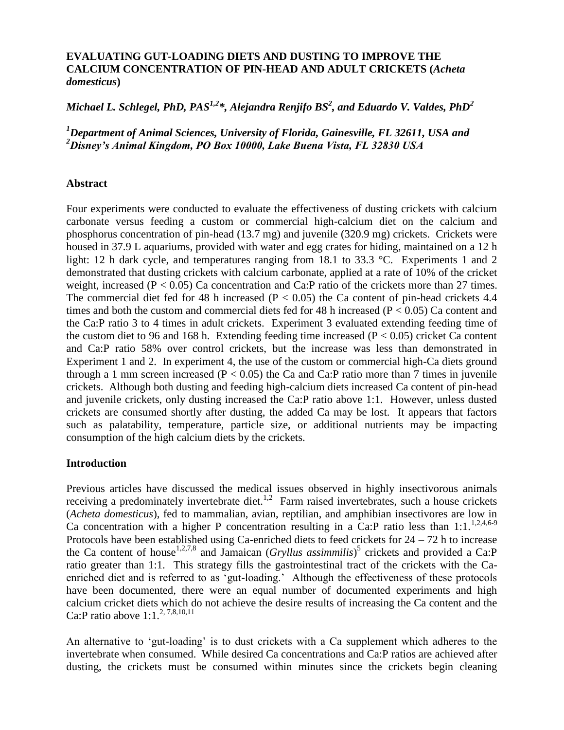# EVALUATING GUT-LOADING DIETS AND DUSTING TO IMPROVE THE CALCIUM CONCENTRATION OF PIN-HEAD AND ADULT CRICKETS (*Acheta domesticus*)

***Michael L. Schlegel, PhD, PAS[1,2]\*, Alejandra Renjifo BS[2], and Eduardo V. Valdes, PhD[2]***

***[1]Department of Animal Sciences, University of Florida, Gainesville, FL 32611, USA and [2]Disney's Animal Kingdom, PO Box 10000, Lake Buena Vista, FL 32830 USA***

## Abstract

Four experiments were conducted to evaluate the effectiveness of dusting crickets with calcium carbonate versus feeding a custom or commercial high-calcium diet on the calcium and phosphorus concentration of pin-head (13.7 mg) and juvenile (320.9 mg) crickets. Crickets were housed in 37.9 L aquariums, provided with water and egg crates for hiding, maintained on a 12 h light: 12 h dark cycle, and temperatures ranging from 18.1 to 33.3 °C. Experiments 1 and 2 demonstrated that dusting crickets with calcium carbonate, applied at a rate of 10% of the cricket weight, increased ($P < 0.05$) Ca concentration and Ca:P ratio of the crickets more than 27 times. The commercial diet fed for 48 h increased ($P < 0.05$) the Ca content of pin-head crickets 4.4 times and both the custom and commercial diets fed for 48 h increased ($P < 0.05$) Ca content and the Ca:P ratio 3 to 4 times in adult crickets. Experiment 3 evaluated extending feeding time of the custom diet to 96 and 168 h. Extending feeding time increased ($P < 0.05$) cricket Ca content and Ca:P ratio 58% over control crickets, but the increase was less than demonstrated in Experiment 1 and 2. In experiment 4, the use of the custom or commercial high-Ca diets ground through a 1 mm screen increased ($P < 0.05$) the Ca and Ca:P ratio more than 7 times in juvenile crickets. Although both dusting and feeding high-calcium diets increased Ca content of pin-head and juvenile crickets, only dusting increased the Ca:P ratio above 1:1. However, unless dusted crickets are consumed shortly after dusting, the added Ca may be lost. It appears that factors such as palatability, temperature, particle size, or additional nutrients may be impacting consumption of the high calcium diets by the crickets.

## Introduction

Previous articles have discussed the medical issues observed in highly insectivorous animals receiving a predominately invertebrate diet.[1,2] Farm raised invertebrates, such a house crickets (*Acheta domesticus*), fed to mammalian, avian, reptilian, and amphibian insectivores are low in Ca concentration with a higher P concentration resulting in a Ca:P ratio less than 1:1.[1,2,4,6-9] Protocols have been established using Ca-enriched diets to feed crickets for 24 – 72 h to increase the Ca content of house[1,2,7,8] and Jamaican (*Gryllus assimmilis*)[5] crickets and provided a Ca:P ratio greater than 1:1. This strategy fills the gastrointestinal tract of the crickets with the Ca-enriched diet and is referred to as 'gut-loading.' Although the effectiveness of these protocols have been documented, there were an equal number of documented experiments and high calcium cricket diets which do not achieve the desire results of increasing the Ca content and the Ca:P ratio above 1:1.[2, 7,8,10,11]

An alternative to 'gut-loading' is to dust crickets with a Ca supplement which adheres to the invertebrate when consumed. While desired Ca concentrations and Ca:P ratios are achieved after dusting, the crickets must be consumed within minutes since the crickets begin cleaning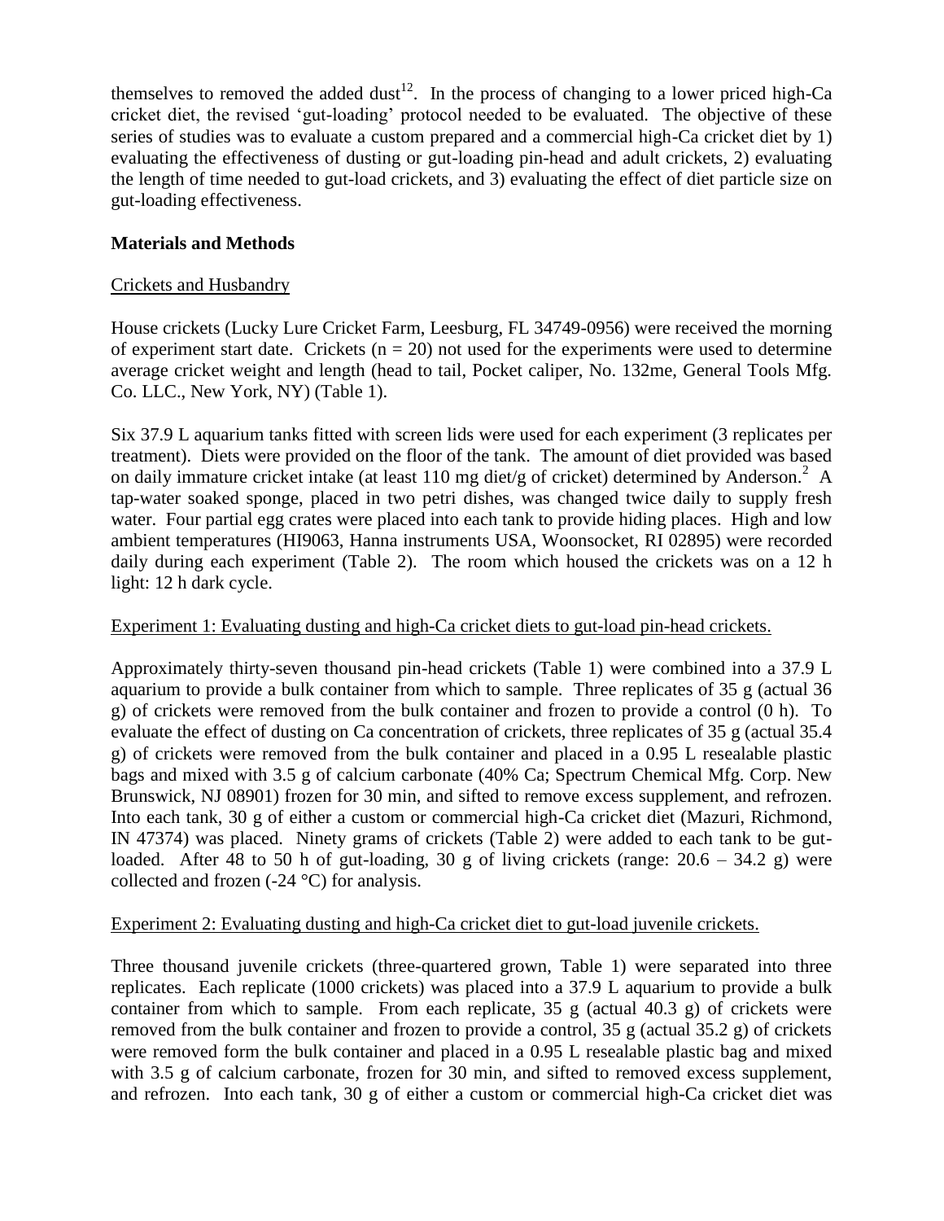themselves to removed the added dust[12]. In the process of changing to a lower priced high-Ca cricket diet, the revised 'gut-loading' protocol needed to be evaluated. The objective of these series of studies was to evaluate a custom prepared and a commercial high-Ca cricket diet by 1) evaluating the effectiveness of dusting or gut-loading pin-head and adult crickets, 2) evaluating the length of time needed to gut-load crickets, and 3) evaluating the effect of diet particle size on gut-loading effectiveness.

## Materials and Methods

### Crickets and Husbandry

House crickets (Lucky Lure Cricket Farm, Leesburg, FL 34749-0956) were received the morning of experiment start date. Crickets ($n = 20$) not used for the experiments were used to determine average cricket weight and length (head to tail, Pocket caliper, No. 132me, General Tools Mfg. Co. LLC., New York, NY) (Table 1).

Six 37.9 L aquarium tanks fitted with screen lids were used for each experiment (3 replicates per treatment). Diets were provided on the floor of the tank. The amount of diet provided was based on daily immature cricket intake (at least 110 mg diet/g of cricket) determined by Anderson.[2] A tap-water soaked sponge, placed in two petri dishes, was changed twice daily to supply fresh water. Four partial egg crates were placed into each tank to provide hiding places. High and low ambient temperatures (HI9063, Hanna instruments USA, Woonsocket, RI 02895) were recorded daily during each experiment (Table 2). The room which housed the crickets was on a 12 h light: 12 h dark cycle.

### Experiment 1: Evaluating dusting and high-Ca cricket diets to gut-load pin-head crickets.

Approximately thirty-seven thousand pin-head crickets (Table 1) were combined into a 37.9 L aquarium to provide a bulk container from which to sample. Three replicates of 35 g (actual 36 g) of crickets were removed from the bulk container and frozen to provide a control (0 h). To evaluate the effect of dusting on Ca concentration of crickets, three replicates of 35 g (actual 35.4 g) of crickets were removed from the bulk container and placed in a 0.95 L resealable plastic bags and mixed with 3.5 g of calcium carbonate (40% Ca; Spectrum Chemical Mfg. Corp. New Brunswick, NJ 08901) frozen for 30 min, and sifted to remove excess supplement, and refrozen. Into each tank, 30 g of either a custom or commercial high-Ca cricket diet (Mazuri, Richmond, IN 47374) was placed. Ninety grams of crickets (Table 2) were added to each tank to be gut-loaded. After 48 to 50 h of gut-loading, 30 g of living crickets (range: 20.6 – 34.2 g) were collected and frozen (-24 °C) for analysis.

### Experiment 2: Evaluating dusting and high-Ca cricket diet to gut-load juvenile crickets.

Three thousand juvenile crickets (three-quartered grown, Table 1) were separated into three replicates. Each replicate (1000 crickets) was placed into a 37.9 L aquarium to provide a bulk container from which to sample. From each replicate, 35 g (actual 40.3 g) of crickets were removed from the bulk container and frozen to provide a control, 35 g (actual 35.2 g) of crickets were removed form the bulk container and placed in a 0.95 L resealable plastic bag and mixed with 3.5 g of calcium carbonate, frozen for 30 min, and sifted to removed excess supplement, and refrozen. Into each tank, 30 g of either a custom or commercial high-Ca cricket diet was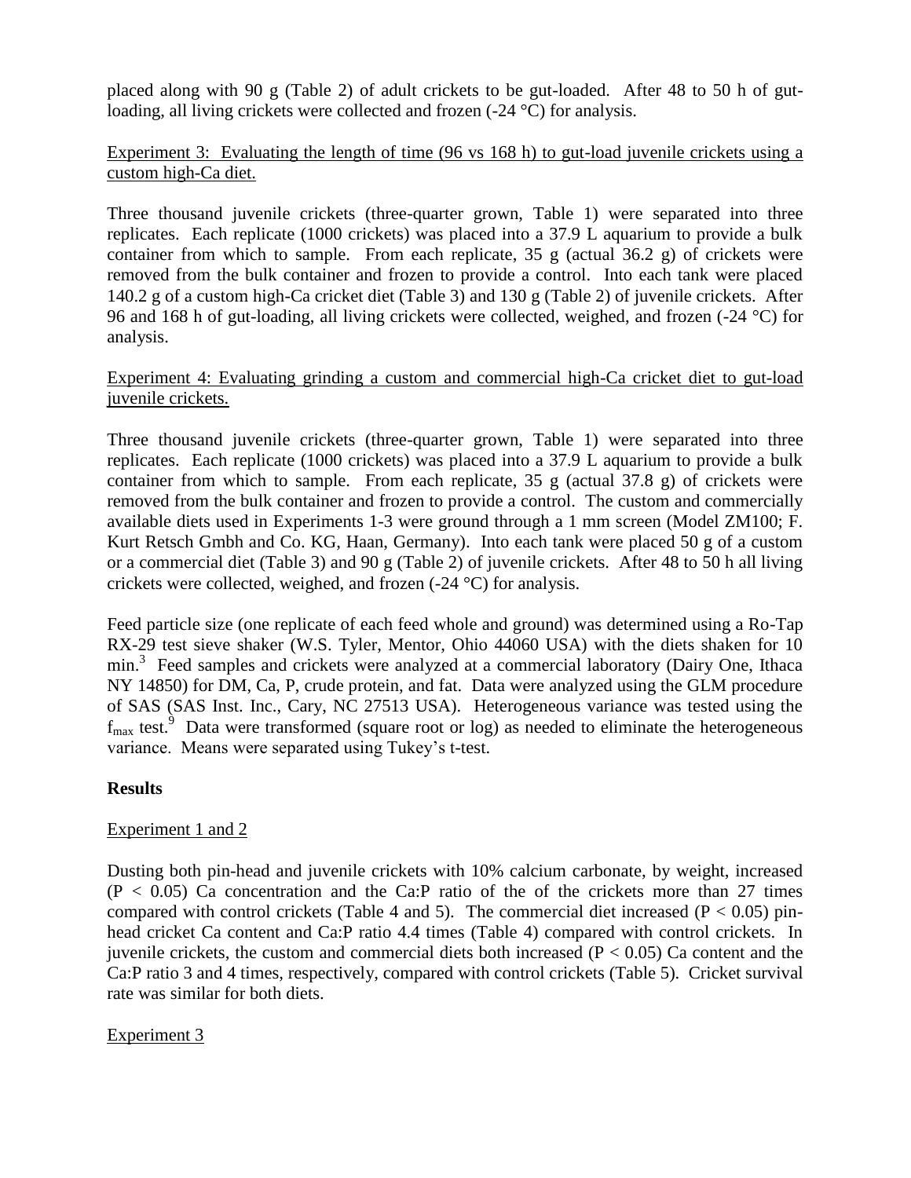placed along with 90 g (Table 2) of adult crickets to be gut-loaded. After 48 to 50 h of gut-loading, all living crickets were collected and frozen (-24 °C) for analysis.

Experiment 3: Evaluating the length of time (96 vs 168 h) to gut-load juvenile crickets using a custom high-Ca diet.

Three thousand juvenile crickets (three-quarter grown, Table 1) were separated into three replicates. Each replicate (1000 crickets) was placed into a 37.9 L aquarium to provide a bulk container from which to sample. From each replicate, 35 g (actual 36.2 g) of crickets were removed from the bulk container and frozen to provide a control. Into each tank were placed 140.2 g of a custom high-Ca cricket diet (Table 3) and 130 g (Table 2) of juvenile crickets. After 96 and 168 h of gut-loading, all living crickets were collected, weighed, and frozen (-24 °C) for analysis.

Experiment 4: Evaluating grinding a custom and commercial high-Ca cricket diet to gut-load juvenile crickets.

Three thousand juvenile crickets (three-quarter grown, Table 1) were separated into three replicates. Each replicate (1000 crickets) was placed into a 37.9 L aquarium to provide a bulk container from which to sample. From each replicate, 35 g (actual 37.8 g) of crickets were removed from the bulk container and frozen to provide a control. The custom and commercially available diets used in Experiments 1-3 were ground through a 1 mm screen (Model ZM100; F. Kurt Retsch Gmbh and Co. KG, Haan, Germany). Into each tank were placed 50 g of a custom or a commercial diet (Table 3) and 90 g (Table 2) of juvenile crickets. After 48 to 50 h all living crickets were collected, weighed, and frozen (-24 °C) for analysis.

Feed particle size (one replicate of each feed whole and ground) was determined using a Ro-Tap RX-29 test sieve shaker (W.S. Tyler, Mentor, Ohio 44060 USA) with the diets shaken for 10 min.[3] Feed samples and crickets were analyzed at a commercial laboratory (Dairy One, Ithaca NY 14850) for DM, Ca, P, crude protein, and fat. Data were analyzed using the GLM procedure of SAS (SAS Inst. Inc., Cary, NC 27513 USA). Heterogeneous variance was tested using the $f_{max}$ test.[9] Data were transformed (square root or log) as needed to eliminate the heterogeneous variance. Means were separated using Tukey's t-test.

## Results

Experiment 1 and 2

Dusting both pin-head and juvenile crickets with 10% calcium carbonate, by weight, increased ($P < 0.05$) Ca concentration and the Ca:P ratio of the of the crickets more than 27 times compared with control crickets (Table 4 and 5). The commercial diet increased ($P < 0.05$) pin-head cricket Ca content and Ca:P ratio 4.4 times (Table 4) compared with control crickets. In juvenile crickets, the custom and commercial diets both increased ($P < 0.05$) Ca content and the Ca:P ratio 3 and 4 times, respectively, compared with control crickets (Table 5). Cricket survival rate was similar for both diets.

Experiment 3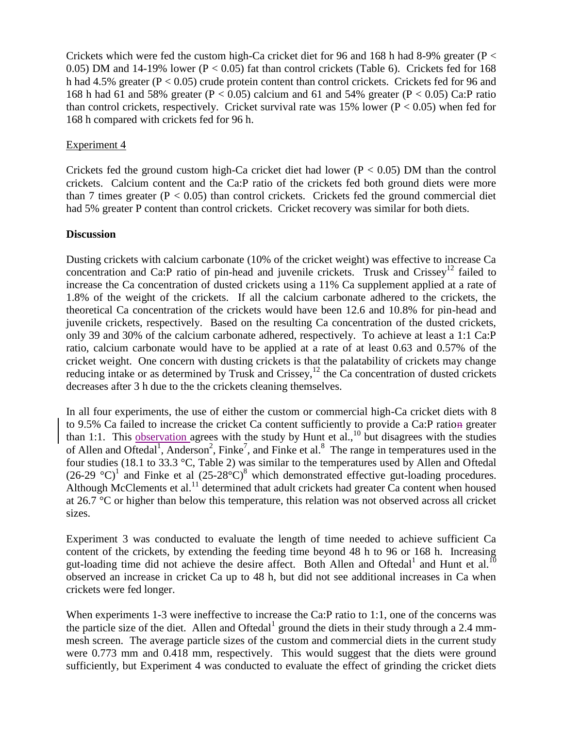Crickets which were fed the custom high-Ca cricket diet for 96 and 168 h had 8-9% greater ($P < 0.05$) DM and 14-19% lower ($P < 0.05$) fat than control crickets (Table 6). Crickets fed for 168 h had 4.5% greater ($P < 0.05$) crude protein content than control crickets. Crickets fed for 96 and 168 h had 61 and 58% greater ($P < 0.05$) calcium and 61 and 54% greater ($P < 0.05$) Ca:P ratio than control crickets, respectively. Cricket survival rate was 15% lower ($P < 0.05$) when fed for 168 h compared with crickets fed for 96 h.

Experiment 4

Crickets fed the ground custom high-Ca cricket diet had lower ($P < 0.05$) DM than the control crickets. Calcium content and the Ca:P ratio of the crickets fed both ground diets were more than 7 times greater ($P < 0.05$) than control crickets. Crickets fed the ground commercial diet had 5% greater P content than control crickets. Cricket recovery was similar for both diets.

**Discussion**

Dusting crickets with calcium carbonate (10% of the cricket weight) was effective to increase Ca concentration and Ca:P ratio of pin-head and juvenile crickets. Trusk and Crissey[12] failed to increase the Ca concentration of dusted crickets using a 11% Ca supplement applied at a rate of 1.8% of the weight of the crickets. If all the calcium carbonate adhered to the crickets, the theoretical Ca concentration of the crickets would have been 12.6 and 10.8% for pin-head and juvenile crickets, respectively. Based on the resulting Ca concentration of the dusted crickets, only 39 and 30% of the calcium carbonate adhered, respectively. To achieve at least a 1:1 Ca:P ratio, calcium carbonate would have to be applied at a rate of at least 0.63 and 0.57% of the cricket weight. One concern with dusting crickets is that the palatability of crickets may change reducing intake or as determined by Trusk and Crissey,[12] the Ca concentration of dusted crickets decreases after 3 h due to the the crickets cleaning themselves.

In all four experiments, the use of either the custom or commercial high-Ca cricket diets with 8 to 9.5% Ca failed to increase the cricket Ca content sufficiently to provide a Ca:P ration greater than 1:1. This observation agrees with the study by Hunt et al.,[10] but disagrees with the studies of Allen and Oftedal[1], Anderson[2], Finke[7], and Finke et al.[8] The range in temperatures used in the four studies (18.1 to 33.3 °C, Table 2) was similar to the temperatures used by Allen and Oftedal (26-29 °C)[1] and Finke et al (25-28°C)[8] which demonstrated effective gut-loading procedures. Although McClements et al.[11] determined that adult crickets had greater Ca content when housed at 26.7 °C or higher than below this temperature, this relation was not observed across all cricket sizes.

Experiment 3 was conducted to evaluate the length of time needed to achieve sufficient Ca content of the crickets, by extending the feeding time beyond 48 h to 96 or 168 h. Increasing gut-loading time did not achieve the desire affect. Both Allen and Oftedal[1] and Hunt et al.[10] observed an increase in cricket Ca up to 48 h, but did not see additional increases in Ca when crickets were fed longer.

When experiments 1-3 were ineffective to increase the Ca:P ratio to 1:1, one of the concerns was the particle size of the diet. Allen and Oftedal[1] ground the diets in their study through a 2.4 mm-mesh screen. The average particle sizes of the custom and commercial diets in the current study were 0.773 mm and 0.418 mm, respectively. This would suggest that the diets were ground sufficiently, but Experiment 4 was conducted to evaluate the effect of grinding the cricket diets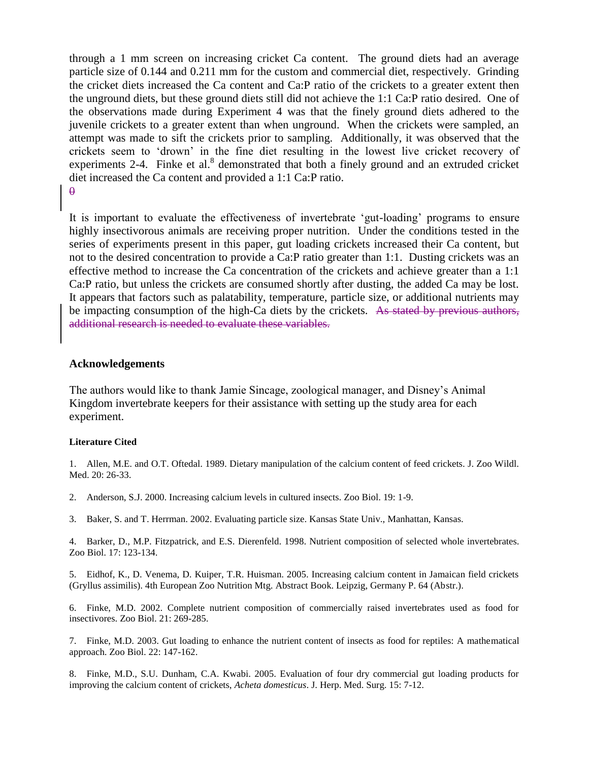through a 1 mm screen on increasing cricket Ca content. The ground diets had an average particle size of 0.144 and 0.211 mm for the custom and commercial diet, respectively. Grinding the cricket diets increased the Ca content and Ca:P ratio of the crickets to a greater extent then the unground diets, but these ground diets still did not achieve the 1:1 Ca:P ratio desired. One of the observations made during Experiment 4 was that the finely ground diets adhered to the juvenile crickets to a greater extent than when unground. When the crickets were sampled, an attempt was made to sift the crickets prior to sampling. Additionally, it was observed that the crickets seem to 'drown' in the fine diet resulting in the lowest live cricket recovery of experiments 2-4. Finke et al.[8] demonstrated that both a finely ground and an extruded cricket diet increased the Ca content and provided a 1:1 Ca:P ratio.

~~0~~

It is important to evaluate the effectiveness of invertebrate 'gut-loading' programs to ensure highly insectivorous animals are receiving proper nutrition. Under the conditions tested in the series of experiments present in this paper, gut loading crickets increased their Ca content, but not to the desired concentration to provide a Ca:P ratio greater than 1:1. Dusting crickets was an effective method to increase the Ca concentration of the crickets and achieve greater than a 1:1 Ca:P ratio, but unless the crickets are consumed shortly after dusting, the added Ca may be lost. It appears that factors such as palatability, temperature, particle size, or additional nutrients may be impacting consumption of the high-Ca diets by the crickets. ~~As stated by previous authors, additional research is needed to evaluate these variables.~~

### Acknowledgements

The authors would like to thank Jamie Sincage, zoological manager, and Disney's Animal Kingdom invertebrate keepers for their assistance with setting up the study area for each experiment.

#### Literature Cited

1. Allen, M.E. and O.T. Oftedal. 1989. Dietary manipulation of the calcium content of feed crickets. J. Zoo Wildl. Med. 20: 26-33.

2. Anderson, S.J. 2000. Increasing calcium levels in cultured insects. Zoo Biol. 19: 1-9.

3. Baker, S. and T. Herrman. 2002. Evaluating particle size. Kansas State Univ., Manhattan, Kansas.

4. Barker, D., M.P. Fitzpatrick, and E.S. Dierenfeld. 1998. Nutrient composition of selected whole invertebrates. Zoo Biol. 17: 123-134.

5. Eidhof, K., D. Venema, D. Kuiper, T.R. Huisman. 2005. Increasing calcium content in Jamaican field crickets (Gryllus assimilis). 4th European Zoo Nutrition Mtg. Abstract Book. Leipzig, Germany P. 64 (Abstr.).

6. Finke, M.D. 2002. Complete nutrient composition of commercially raised invertebrates used as food for insectivores. Zoo Biol. 21: 269-285.

7. Finke, M.D. 2003. Gut loading to enhance the nutrient content of insects as food for reptiles: A mathematical approach. Zoo Biol. 22: 147-162.

8. Finke, M.D., S.U. Dunham, C.A. Kwabi. 2005. Evaluation of four dry commercial gut loading products for improving the calcium content of crickets, *Acheta domesticus*. J. Herp. Med. Surg. 15: 7-12.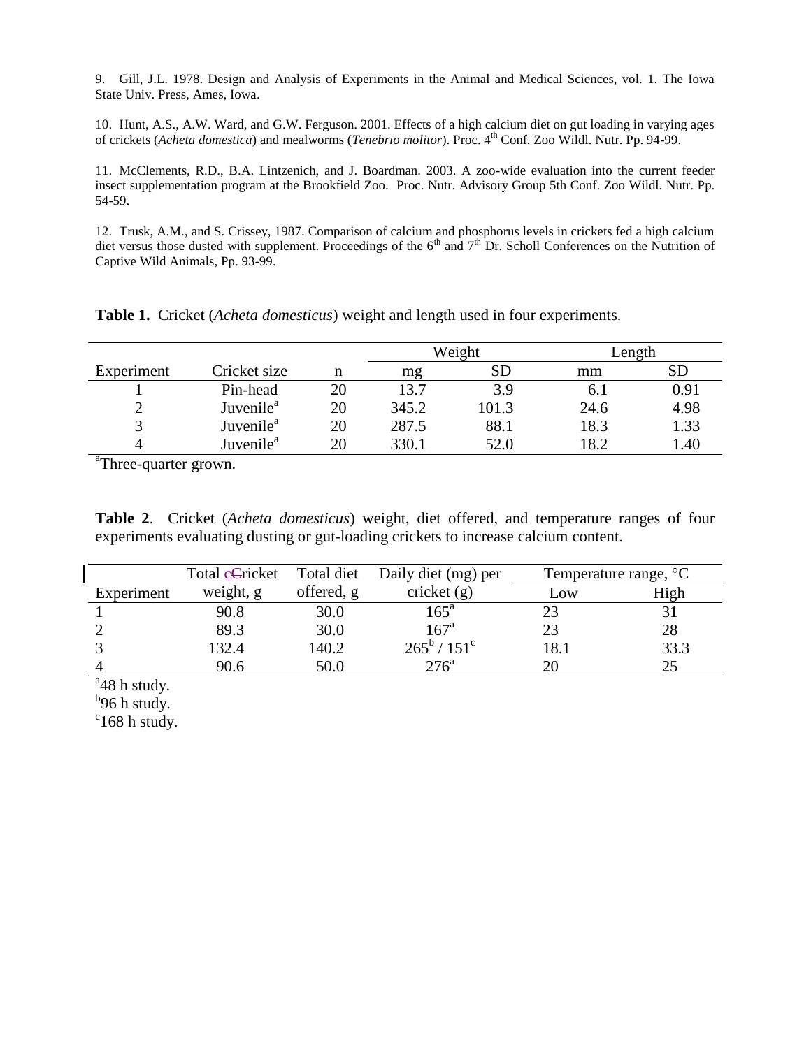9. Gill, J.L. 1978. Design and Analysis of Experiments in the Animal and Medical Sciences, vol. 1. The Iowa State Univ. Press, Ames, Iowa.

10. Hunt, A.S., A.W. Ward, and G.W. Ferguson. 2001. Effects of a high calcium diet on gut loading in varying ages of crickets (*Acheta domestica*) and mealworms (*Tenebrio molitor*). Proc. 4th Conf. Zoo Wildl. Nutr. Pp. 94-99.

11. McClements, R.D., B.A. Lintzenich, and J. Boardman. 2003. A zoo-wide evaluation into the current feeder insect supplementation program at the Brookfield Zoo. Proc. Nutr. Advisory Group 5th Conf. Zoo Wildl. Nutr. Pp. 54-59.

12. Trusk, A.M., and S. Crissey, 1987. Comparison of calcium and phosphorus levels in crickets fed a high calcium diet versus those dusted with supplement. Proceedings of the 6th and 7th Dr. Scholl Conferences on the Nutrition of Captive Wild Animals, Pp. 93-99.

**Table 1.** Cricket (*Acheta domesticus*) weight and length used in four experiments.

| | | | Weight | | Length | |
|---|---|---|---|---|---|---|
| Experiment | Cricket size | n | mg | SD | mm | SD |
| 1 | Pin-head | 20 | 13.7 | 3.9 | 6.1 | 0.91 |
| 2 | Juvenile[a] | 20 | 345.2 | 101.3 | 24.6 | 4.98 |
| 3 | Juvenile[a] | 20 | 287.5 | 88.1 | 18.3 | 1.33 |
| 4 | Juvenile[a] | 20 | 330.1 | 52.0 | 18.2 | 1.40 |

[a]Three-quarter grown.

**Table 2**. Cricket (*Acheta domesticus*) weight, diet offered, and temperature ranges of four experiments evaluating dusting or gut-loading crickets to increase calcium content.

| Experiment | Total cricket weight, g | Total diet offered, g | Daily diet (mg) per cricket (g) | Temperature range, °C Low | Temperature range, °C High |
|---|---|---|---|---|---|
| 1 | 90.8 | 30.0 | 165[a] | 23 | 31 |
| 2 | 89.3 | 30.0 | 167[a] | 23 | 28 |
| 3 | 132.4 | 140.2 | 265[b] / 151[c] | 18.1 | 33.3 |
| 4 | 90.6 | 50.0 | 276[a] | 20 | 25 |

[a]48 h study.
[b]96 h study.
[c]168 h study.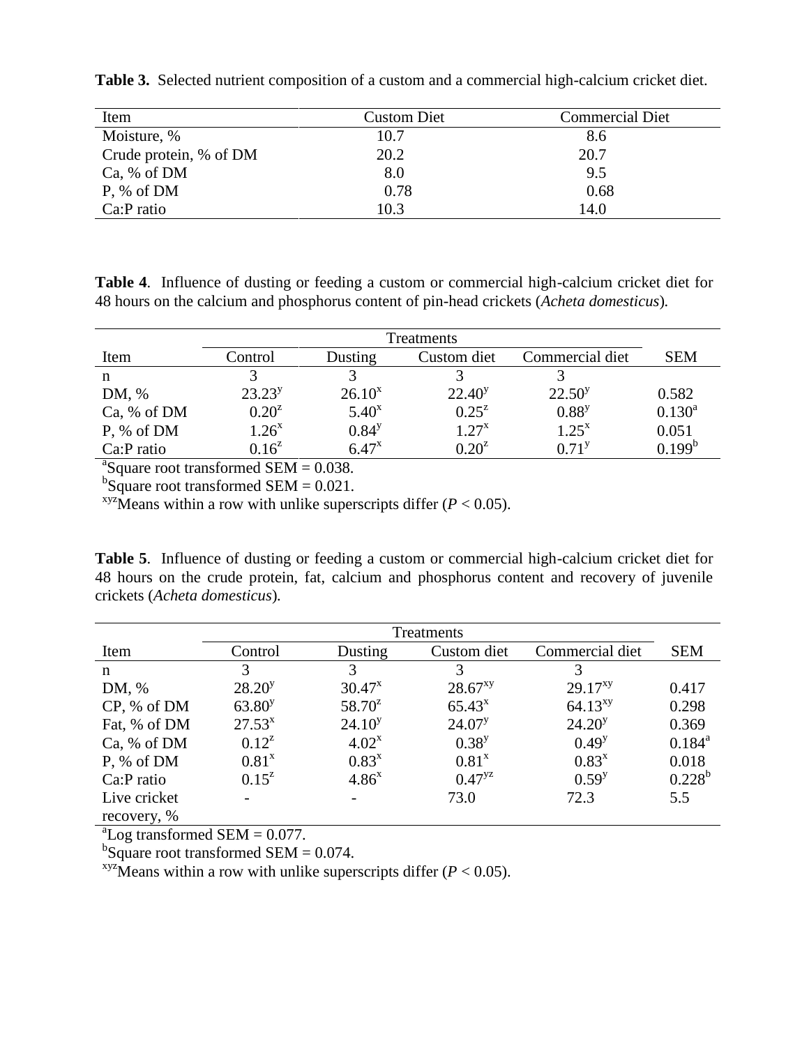**Table 3.** Selected nutrient composition of a custom and a commercial high-calcium cricket diet.

| Item | Custom Diet | Commercial Diet |
|---|---|---|
| Moisture, % | 10.7 | 8.6 |
| Crude protein, % of DM | 20.2 | 20.7 |
| Ca, % of DM | 8.0 | 9.5 |
| P, % of DM | 0.78 | 0.68 |
| Ca:P ratio | 10.3 | 14.0 |

**Table 4**. Influence of dusting or feeding a custom or commercial high-calcium cricket diet for 48 hours on the calcium and phosphorus content of pin-head crickets (*Acheta domesticus*).

| | Treatments | | | | |
|---|---|---|---|---|---|
| Item | Control | Dusting | Custom diet | Commercial diet | SEM |
| n | 3 | 3 | 3 | 3 | |
| DM, % | $23.23^{y}$ | $26.10^{x}$ | $22.40^{y}$ | $22.50^{y}$ | 0.582 |
| Ca, % of DM | $0.20^{z}$ | $5.40^{x}$ | $0.25^{z}$ | $0.88^{y}$ | 0.130[a] |
| P, % of DM | $1.26^{x}$ | $0.84^{y}$ | $1.27^{x}$ | $1.25^{x}$ | 0.051 |
| Ca:P ratio | $0.16^{z}$ | $6.47^{x}$ | $0.20^{z}$ | $0.71^{y}$ | 0.199[b] |

[a]Square root transformed SEM = 0.038.
[b]Square root transformed SEM = 0.021.
[xyz]Means within a row with unlike superscripts differ ($P < 0.05$).

**Table 5**. Influence of dusting or feeding a custom or commercial high-calcium cricket diet for 48 hours on the crude protein, fat, calcium and phosphorus content and recovery of juvenile crickets (*Acheta domesticus*).

| | Treatments | | | | |
|---|---|---|---|---|---|
| Item | Control | Dusting | Custom diet | Commercial diet | SEM |
| n | 3 | 3 | 3 | 3 | |
| DM, % | $28.20^{y}$ | $30.47^{x}$ | $28.67^{xy}$ | $29.17^{xy}$ | 0.417 |
| CP, % of DM | $63.80^{y}$ | $58.70^{z}$ | $65.43^{x}$ | $64.13^{xy}$ | 0.298 |
| Fat, % of DM | $27.53^{x}$ | $24.10^{y}$ | $24.07^{y}$ | $24.20^{y}$ | 0.369 |
| Ca, % of DM | $0.12^{z}$ | $4.02^{x}$ | $0.38^{y}$ | $0.49^{y}$ | 0.184[a] |
| P, % of DM | $0.81^{x}$ | $0.83^{x}$ | $0.81^{x}$ | $0.83^{x}$ | 0.018 |
| Ca:P ratio | $0.15^{z}$ | $4.86^{x}$ | $0.47^{yz}$ | $0.59^{y}$ | 0.228[b] |
| Live cricket recovery, % | - | - | 73.0 | 72.3 | 5.5 |

[a]Log transformed SEM = 0.077.
[b]Square root transformed SEM = 0.074.
[xyz]Means within a row with unlike superscripts differ ($P < 0.05$).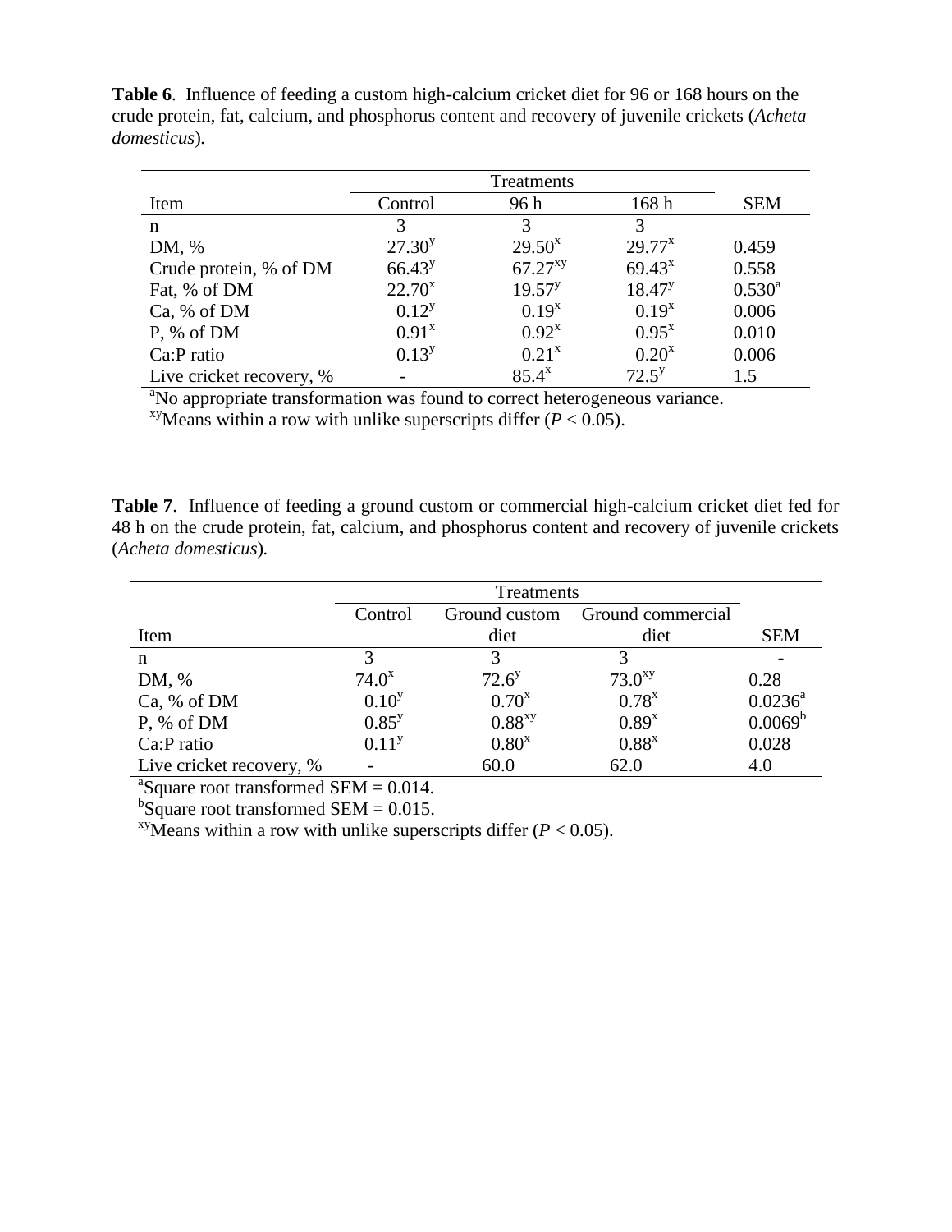**Table 6**. Influence of feeding a custom high-calcium cricket diet for 96 or 168 hours on the crude protein, fat, calcium, and phosphorus content and recovery of juvenile crickets (*Acheta domesticus*).

| | Treatments | | | |
|---|---|---|---|---|
| Item | Control | 96 h | 168 h | SEM |
| n | 3 | 3 | 3 | |
| DM, % | $27.30^{y}$ | $29.50^{x}$ | $29.77^{x}$ | 0.459 |
| Crude protein, % of DM | $66.43^{y}$ | $67.27^{xy}$ | $69.43^{x}$ | 0.558 |
| Fat, % of DM | $22.70^{x}$ | $19.57^{y}$ | $18.47^{y}$ | 0.530[a] |
| Ca, % of DM | $0.12^{y}$ | $0.19^{x}$ | $0.19^{x}$ | 0.006 |
| P, % of DM | $0.91^{x}$ | $0.92^{x}$ | $0.95^{x}$ | 0.010 |
| Ca:P ratio | $0.13^{y}$ | $0.21^{x}$ | $0.20^{x}$ | 0.006 |
| Live cricket recovery, % | - | $85.4^{x}$ | $72.5^{y}$ | 1.5 |

[a]No appropriate transformation was found to correct heterogeneous variance.
[xy]Means within a row with unlike superscripts differ ($P < 0.05$).

**Table 7**. Influence of feeding a ground custom or commercial high-calcium cricket diet fed for 48 h on the crude protein, fat, calcium, and phosphorus content and recovery of juvenile crickets (*Acheta domesticus*).

| | Treatments | | | |
|---|---|---|---|---|
| Item | Control | Ground custom diet | Ground commercial diet | SEM |
| n | 3 | 3 | 3 | - |
| DM, % | $74.0^{x}$ | $72.6^{y}$ | $73.0^{xy}$ | 0.28 |
| Ca, % of DM | $0.10^{y}$ | $0.70^{x}$ | $0.78^{x}$ | 0.0236[a] |
| P, % of DM | $0.85^{y}$ | $0.88^{xy}$ | $0.89^{x}$ | 0.0069[b] |
| Ca:P ratio | $0.11^{y}$ | $0.80^{x}$ | $0.88^{x}$ | 0.028 |
| Live cricket recovery, % | - | 60.0 | 62.0 | 4.0 |

[a]Square root transformed SEM = 0.014.
[b]Square root transformed SEM = 0.015.
[xy]Means within a row with unlike superscripts differ ($P < 0.05$).